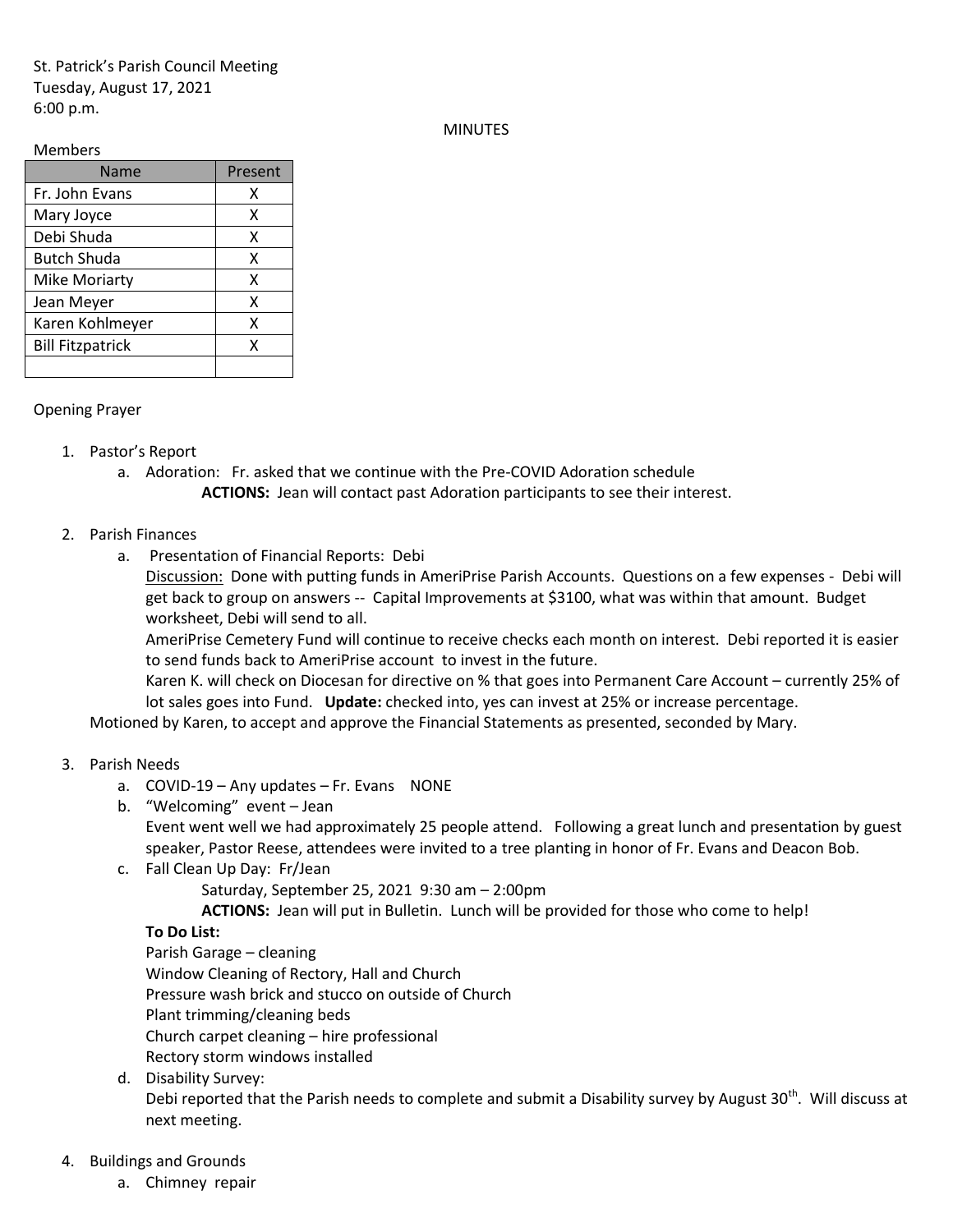St. Patrick's Parish Council Meeting
Tuesday, August 17, 2021
6:00 p.m.

MINUTES

Members

| Name | Present |
|---|---|
| Fr. John Evans | X |
| Mary Joyce | X |
| Debi Shuda | X |
| Butch Shuda | X |
| Mike Moriarty | X |
| Jean Meyer | X |
| Karen Kohlmeyer | X |
| Bill Fitzpatrick | X |
| | |

Opening Prayer

1. Pastor's Report
   a. Adoration: Fr. asked that we continue with the Pre-COVID Adoration schedule
      **ACTIONS:** Jean will contact past Adoration participants to see their interest.

2. Parish Finances
   a. Presentation of Financial Reports: Debi
      Discussion: Done with putting funds in AmeriPrise Parish Accounts. Questions on a few expenses - Debi will get back to group on answers -- Capital Improvements at $3100, what was within that amount. Budget worksheet, Debi will send to all.
      AmeriPrise Cemetery Fund will continue to receive checks each month on interest. Debi reported it is easier to send funds back to AmeriPrise account to invest in the future.
      Karen K. will check on Diocesan for directive on % that goes into Permanent Care Account – currently 25% of lot sales goes into Fund. **Update:** checked into, yes can invest at 25% or increase percentage.

   Motioned by Karen, to accept and approve the Financial Statements as presented, seconded by Mary.

3. Parish Needs
   a. COVID-19 – Any updates – Fr. Evans NONE
   b. "Welcoming" event – Jean
      Event went well we had approximately 25 people attend. Following a great lunch and presentation by guest speaker, Pastor Reese, attendees were invited to a tree planting in honor of Fr. Evans and Deacon Bob.
   c. Fall Clean Up Day: Fr/Jean
      Saturday, September 25, 2021 9:30 am – 2:00pm
      **ACTIONS:** Jean will put in Bulletin. Lunch will be provided for those who come to help!
      **To Do List:**
      Parish Garage – cleaning
      Window Cleaning of Rectory, Hall and Church
      Pressure wash brick and stucco on outside of Church
      Plant trimming/cleaning beds
      Church carpet cleaning – hire professional
      Rectory storm windows installed
   d. Disability Survey:
      Debi reported that the Parish needs to complete and submit a Disability survey by August 30th. Will discuss at next meeting.

4. Buildings and Grounds
   a. Chimney repair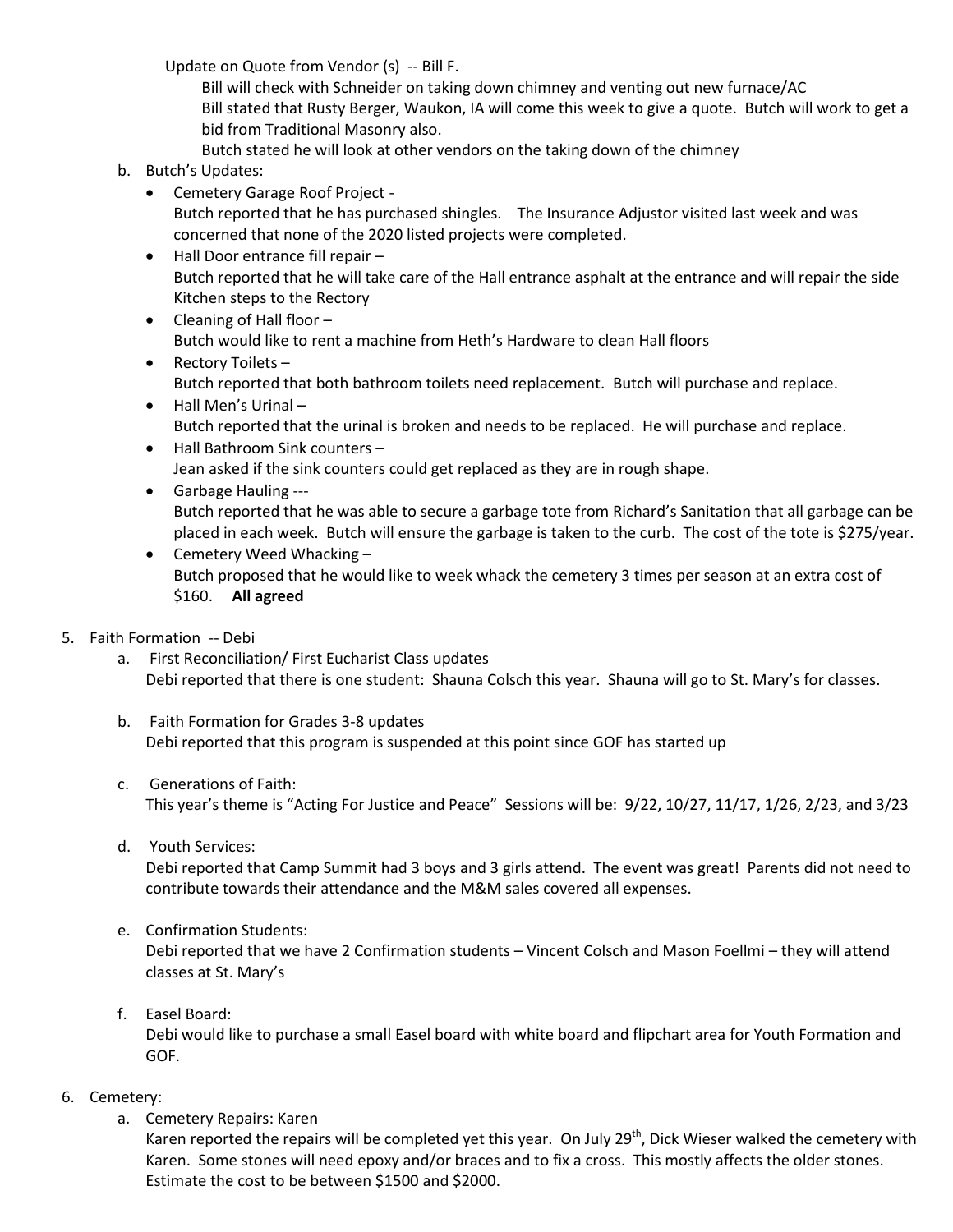Update on Quote from Vendor (s) -- Bill F.

Bill will check with Schneider on taking down chimney and venting out new furnace/AC

Bill stated that Rusty Berger, Waukon, IA will come this week to give a quote. Butch will work to get a bid from Traditional Masonry also.

Butch stated he will look at other vendors on the taking down of the chimney

b. Butch's Updates:

- Cemetery Garage Roof Project -
  Butch reported that he has purchased shingles. The Insurance Adjustor visited last week and was concerned that none of the 2020 listed projects were completed.
- Hall Door entrance fill repair –
  Butch reported that he will take care of the Hall entrance asphalt at the entrance and will repair the side Kitchen steps to the Rectory
- Cleaning of Hall floor –
  Butch would like to rent a machine from Heth's Hardware to clean Hall floors
- Rectory Toilets –
  Butch reported that both bathroom toilets need replacement. Butch will purchase and replace.
- Hall Men's Urinal –
  Butch reported that the urinal is broken and needs to be replaced. He will purchase and replace.
- Hall Bathroom Sink counters –
  Jean asked if the sink counters could get replaced as they are in rough shape.
- Garbage Hauling ---
  Butch reported that he was able to secure a garbage tote from Richard's Sanitation that all garbage can be placed in each week. Butch will ensure the garbage is taken to the curb. The cost of the tote is $275/year.
- Cemetery Weed Whacking –
  Butch proposed that he would like to week whack the cemetery 3 times per season at an extra cost of $160. **All agreed**

5. Faith Formation -- Debi

   a. First Reconciliation/ First Eucharist Class updates
      Debi reported that there is one student: Shauna Colsch this year. Shauna will go to St. Mary's for classes.

   b. Faith Formation for Grades 3-8 updates
      Debi reported that this program is suspended at this point since GOF has started up

   c. Generations of Faith:
      This year's theme is "Acting For Justice and Peace" Sessions will be: 9/22, 10/27, 11/17, 1/26, 2/23, and 3/23

   d. Youth Services:
      Debi reported that Camp Summit had 3 boys and 3 girls attend. The event was great! Parents did not need to contribute towards their attendance and the M&M sales covered all expenses.

   e. Confirmation Students:
      Debi reported that we have 2 Confirmation students – Vincent Colsch and Mason Foellmi – they will attend classes at St. Mary's

   f. Easel Board:
      Debi would like to purchase a small Easel board with white board and flipchart area for Youth Formation and GOF.

6. Cemetery:

   a. Cemetery Repairs: Karen
      Karen reported the repairs will be completed yet this year. On July 29th, Dick Wieser walked the cemetery with Karen. Some stones will need epoxy and/or braces and to fix a cross. This mostly affects the older stones. Estimate the cost to be between $1500 and $2000.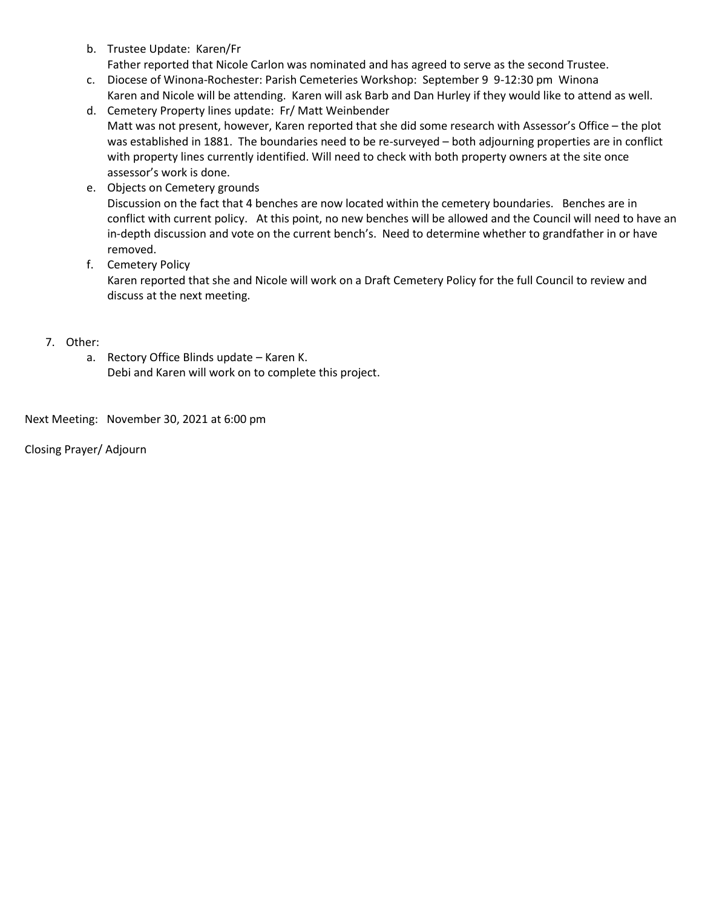b. Trustee Update: Karen/Fr
   Father reported that Nicole Carlon was nominated and has agreed to serve as the second Trustee.
c. Diocese of Winona-Rochester: Parish Cemeteries Workshop: September 9 9-12:30 pm Winona
   Karen and Nicole will be attending. Karen will ask Barb and Dan Hurley if they would like to attend as well.
d. Cemetery Property lines update: Fr/ Matt Weinbender
   Matt was not present, however, Karen reported that she did some research with Assessor's Office – the plot was established in 1881. The boundaries need to be re-surveyed – both adjourning properties are in conflict with property lines currently identified. Will need to check with both property owners at the site once assessor's work is done.
e. Objects on Cemetery grounds
   Discussion on the fact that 4 benches are now located within the cemetery boundaries. Benches are in conflict with current policy. At this point, no new benches will be allowed and the Council will need to have an in-depth discussion and vote on the current bench's. Need to determine whether to grandfather in or have removed.
f. Cemetery Policy
   Karen reported that she and Nicole will work on a Draft Cemetery Policy for the full Council to review and discuss at the next meeting.

7. Other:
   a. Rectory Office Blinds update – Karen K.
      Debi and Karen will work on to complete this project.

Next Meeting: November 30, 2021 at 6:00 pm

Closing Prayer/ Adjourn